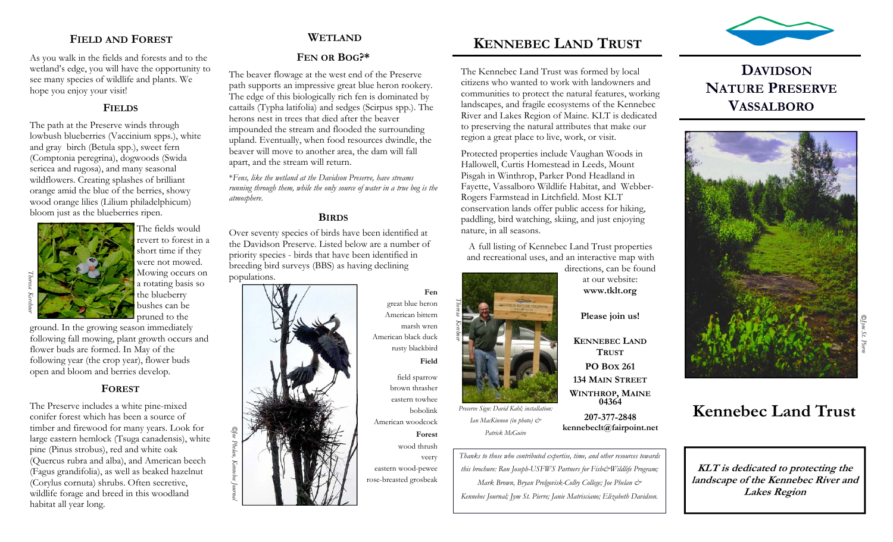## Field and Forest

As you walk in the fields and forests and to the wetland's edge, you will have the opportunity to see many species of wildlife and plants. We hope you enjoy your visit!

### Fields

The path at the Preserve winds through lowbush blueberries (Vaccinium spps.), white and gray birch (Betula spp.), sweet fern (Comptonia peregrina), dogwoods (Swida sericea and rugosa), and many seasonal wildflowers. Creating splashes of brilliant orange amid the blue of the berries, showy wood orange lilies (Lilium philadelphicum) bloom just as the blueberries ripen.

*Theresa Kerchner*

The fields would revert to forest in a short time if they were not mowed. Mowing occurs on a rotating basis so the blueberry bushes can be pruned to the ground. In the growing season immediately following fall mowing, plant growth occurs and flower buds are formed. In May of the following year (the crop year), flower buds open and bloom and berries develop.

### Forest

The Preserve includes a white pine-mixed conifer forest which has been a source of timber and firewood for many years. Look for large eastern hemlock (Tsuga canadensis), white pine (Pinus strobus), red and white oak (Quercus rubra and alba), and American beech (Fagus grandifolia), as well as beaked hazelnut (Corylus cornuta) shrubs. Often secretive, wildlife forage and breed in this woodland habitat all year long.

## Wetland

### Fen or Bog?*

The beaver flowage at the west end of the Preserve path supports an impressive great blue heron rookery. The edge of this biologically rich fen is dominated by cattails (Typha latifolia) and sedges (Scirpus spp.). The herons nest in trees that died after the beaver impounded the stream and flooded the surrounding upland. Eventually, when food resources dwindle, the beaver will move to another area, the dam will fall apart, and the stream will return.

*\*Fens, like the wetland at the Davidson Preserve, have streams running through them, while the only source of water in a true bog is the atmosphere.*

### Birds

Over seventy species of birds have been identified at the Davidson Preserve. Listed below are a number of priority species - birds that have been identified in breeding bird surveys (BBS) as having declining populations.

*©Joe Phelan, Kennebec Journal*

**Fen**
great blue heron
American bittern
marsh wren
American black duck
rusty blackbird

**Field**
field sparrow
brown thrasher
eastern towhee
bobolink
American woodcock

**Forest**
wood thrush
veery
eastern wood-pewee
rose-breasted grosbeak

## Kennebec Land Trust

The Kennebec Land Trust was formed by local citizens who wanted to work with landowners and communities to protect the natural features, working landscapes, and fragile ecosystems of the Kennebec River and Lakes Region of Maine. KLT is dedicated to preserving the natural attributes that make our region a great place to live, work, or visit.

Protected properties include Vaughan Woods in Hallowell, Curtis Homestead in Leeds, Mount Pisgah in Winthrop, Parker Pond Headland in Fayette, Vassalboro Wildlife Habitat, and Webber-Rogers Farmstead in Litchfield. Most KLT conservation lands offer public access for hiking, paddling, bird watching, skiing, and just enjoying nature, in all seasons.

A full listing of Kennebec Land Trust properties and recreational uses, and an interactive map with directions, can be found at our website: **www.tklt.org**

**Please join us!**

**Kennebec Land Trust**
**PO Box 261**
**134 Main Street**
**Winthrop, Maine 04364**

**207-377-2848**
**kennebeclt@fairpoint.net**

*Theresa Kerchner*

*Preserve Sign: David Kahl; installation: Ian MacKinnon (in photo) & Patrick McGuire*

*Thanks to those who contributed expertise, time, and other resources towards this brochure: Ron Joseph-USFWS Partners for Fish&Wildlife Program; Mark Brown, Bryan Prelgovisk-Colby College; Joe Phelan & Kennebec Journal; Jym St. Pierre; Janie Matrisciano; Elizabeth Davidson.*

# Davidson Nature Preserve Vassalboro

*©Jym St. Pierre*

# Kennebec Land Trust

**KLT is dedicated to protecting the landscape of the Kennebec River and Lakes Region**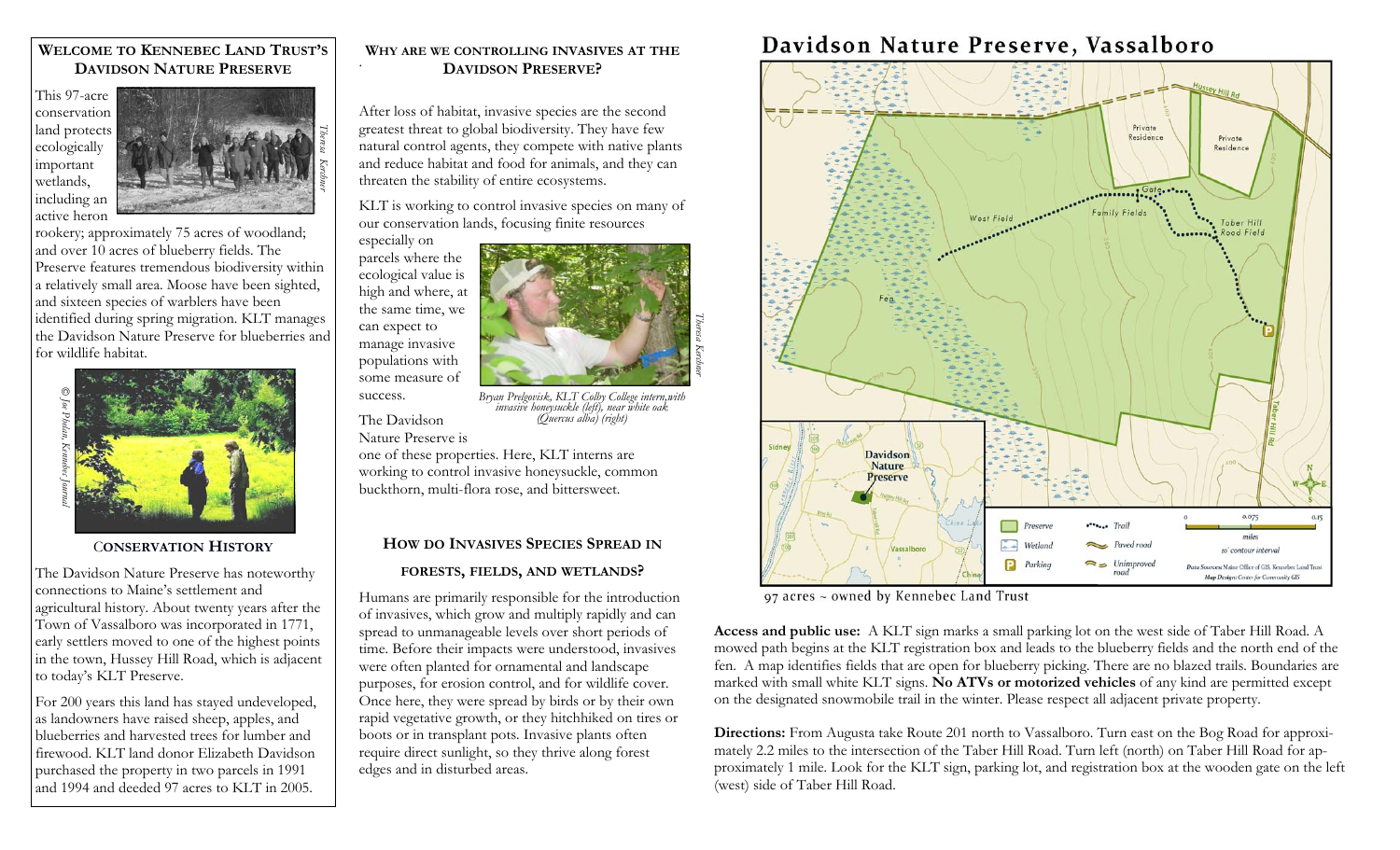## Welcome to Kennebec Land Trust's Davidson Nature Preserve

This 97-acre conservation land protects ecologically important wetlands, including an active heron rookery; approximately 75 acres of woodland; and over 10 acres of blueberry fields. The Preserve features tremendous biodiversity within a relatively small area. Moose have been sighted, and sixteen species of warblers have been identified during spring migration. KLT manages the Davidson Nature Preserve for blueberries and for wildlife habitat.

*Theresa Kerchner*

*© Joe Phelan, Kennebec Journal*

## Conservation History

The Davidson Nature Preserve has noteworthy connections to Maine's settlement and agricultural history. About twenty years after the Town of Vassalboro was incorporated in 1771, early settlers moved to one of the highest points in the town, Hussey Hill Road, which is adjacent to today's KLT Preserve.

For 200 years this land has stayed undeveloped, as landowners have raised sheep, apples, and blueberries and harvested trees for lumber and firewood. KLT land donor Elizabeth Davidson purchased the property in two parcels in 1991 and 1994 and deeded 97 acres to KLT in 2005.

## Why are we controlling invasives at the Davidson Preserve?

After loss of habitat, invasive species are the second greatest threat to global biodiversity. They have few natural control agents, they compete with native plants and reduce habitat and food for animals, and they can threaten the stability of entire ecosystems.

KLT is working to control invasive species on many of our conservation lands, focusing finite resources especially on parcels where the ecological value is high and where, at the same time, we can expect to manage invasive populations with some measure of success.

*Theresa Kerchner*

*Bryan Prelgovisk, KLT Colby College intern, with invasive honeysuckle (left), near white oak (Quercus alba) (right)*

The Davidson Nature Preserve is one of these properties. Here, KLT interns are working to control invasive honeysuckle, common buckthorn, multi-flora rose, and bittersweet.

## How do invasives species spread in forests, fields, and wetlands?

Humans are primarily responsible for the introduction of invasives, which grow and multiply rapidly and can spread to unmanageable levels over short periods of time. Before their impacts were understood, invasives were often planted for ornamental and landscape purposes, for erosion control, and for wildlife cover. Once here, they were spread by birds or by their own rapid vegetative growth, or they hitchhiked on tires or boots or in transplant pots. Invasive plants often require direct sunlight, so they thrive along forest edges and in disturbed areas.

# Davidson Nature Preserve, Vassalboro

Hussey Hill Rd
Private Residence
Private Residence
Gate
Family Fields
West Field
Taber Hill Road Field
Fen
Taber Hill Rd
Sidney
Davidson Nature Preserve
Vassalboro
China Lake
China
Preserve
Wetland
Parking
Trail
Paved road
Unimproved road
0 0.075 0.15
miles
10' contour interval
Data Sources: Maine Office of GIS, Kennebec Land Trust
Map Design: Center for Community GIS

97 acres ~ owned by Kennebec Land Trust

**Access and public use:** A KLT sign marks a small parking lot on the west side of Taber Hill Road. A mowed path begins at the KLT registration box and leads to the blueberry fields and the north end of the fen. A map identifies fields that are open for blueberry picking. There are no blazed trails. Boundaries are marked with small white KLT signs. **No ATVs or motorized vehicles** of any kind are permitted except on the designated snowmobile trail in the winter. Please respect all adjacent private property.

**Directions:** From Augusta take Route 201 north to Vassalboro. Turn east on the Bog Road for approximately 2.2 miles to the intersection of the Taber Hill Road. Turn left (north) on Taber Hill Road for approximately 1 mile. Look for the KLT sign, parking lot, and registration box at the wooden gate on the left (west) side of Taber Hill Road.